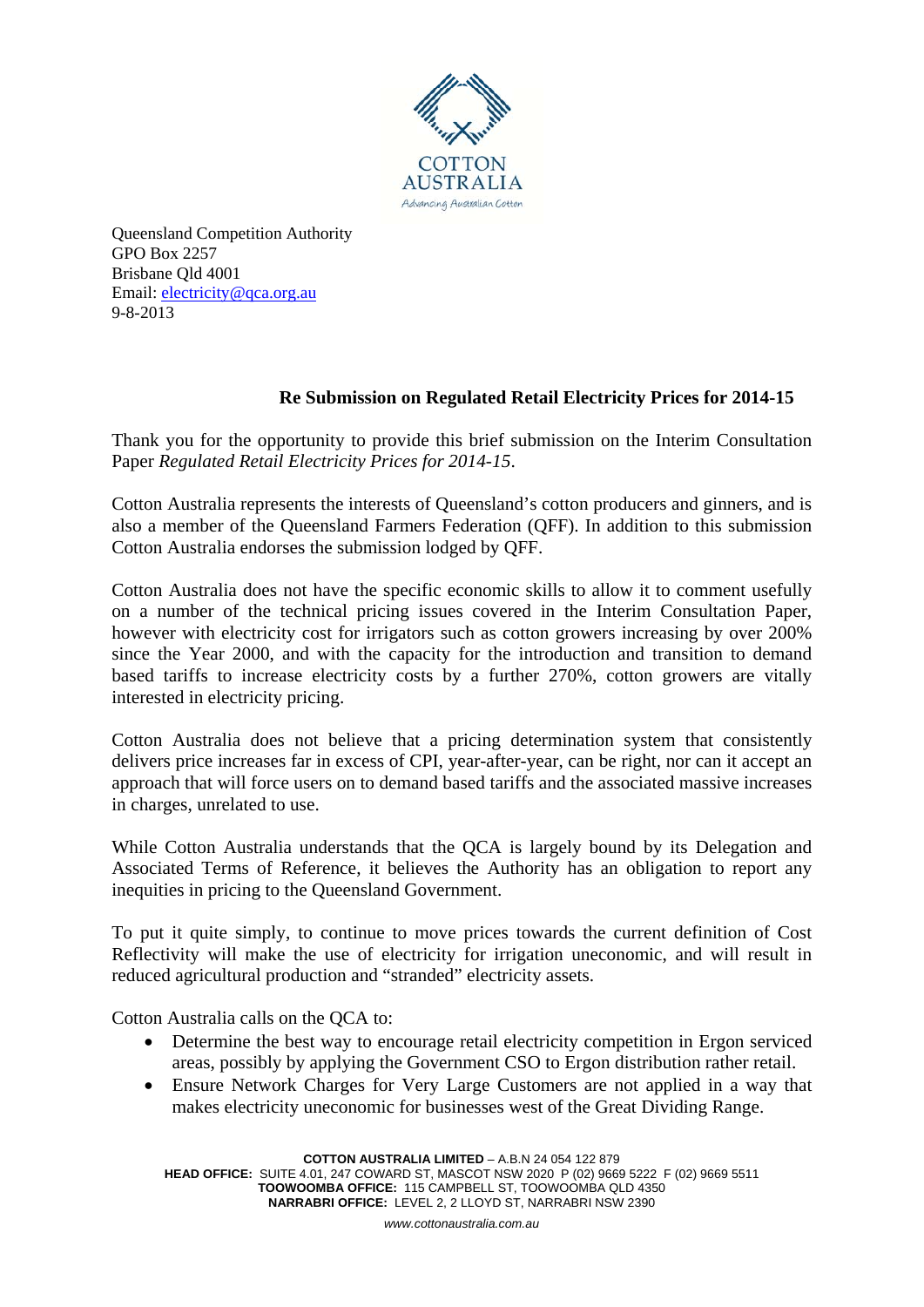COTTON AUSTRALIA

*Advancing Australian Cotton*

Queensland Competition Authority
GPO Box 2257
Brisbane Qld 4001
Email: electricity@qca.org.au
9-8-2013

**Re Submission on Regulated Retail Electricity Prices for 2014-15**

Thank you for the opportunity to provide this brief submission on the Interim Consultation Paper *Regulated Retail Electricity Prices for 2014-15*.

Cotton Australia represents the interests of Queensland's cotton producers and ginners, and is also a member of the Queensland Farmers Federation (QFF). In addition to this submission Cotton Australia endorses the submission lodged by QFF.

Cotton Australia does not have the specific economic skills to allow it to comment usefully on a number of the technical pricing issues covered in the Interim Consultation Paper, however with electricity cost for irrigators such as cotton growers increasing by over 200% since the Year 2000, and with the capacity for the introduction and transition to demand based tariffs to increase electricity costs by a further 270%, cotton growers are vitally interested in electricity pricing.

Cotton Australia does not believe that a pricing determination system that consistently delivers price increases far in excess of CPI, year-after-year, can be right, nor can it accept an approach that will force users on to demand based tariffs and the associated massive increases in charges, unrelated to use.

While Cotton Australia understands that the QCA is largely bound by its Delegation and Associated Terms of Reference, it believes the Authority has an obligation to report any inequities in pricing to the Queensland Government.

To put it quite simply, to continue to move prices towards the current definition of Cost Reflectivity will make the use of electricity for irrigation uneconomic, and will result in reduced agricultural production and "stranded" electricity assets.

Cotton Australia calls on the QCA to:

- Determine the best way to encourage retail electricity competition in Ergon serviced areas, possibly by applying the Government CSO to Ergon distribution rather retail.
- Ensure Network Charges for Very Large Customers are not applied in a way that makes electricity uneconomic for businesses west of the Great Dividing Range.

**COTTON AUSTRALIA LIMITED** – A.B.N 24 054 122 879
**HEAD OFFICE:** SUITE 4.01, 247 COWARD ST, MASCOT NSW 2020 P (02) 9669 5222 F (02) 9669 5511
**TOOWOOMBA OFFICE:** 115 CAMPBELL ST, TOOWOOMBA QLD 4350
**NARRABRI OFFICE:** LEVEL 2, 2 LLOYD ST, NARRABRI NSW 2390

*www.cottonaustralia.com.au*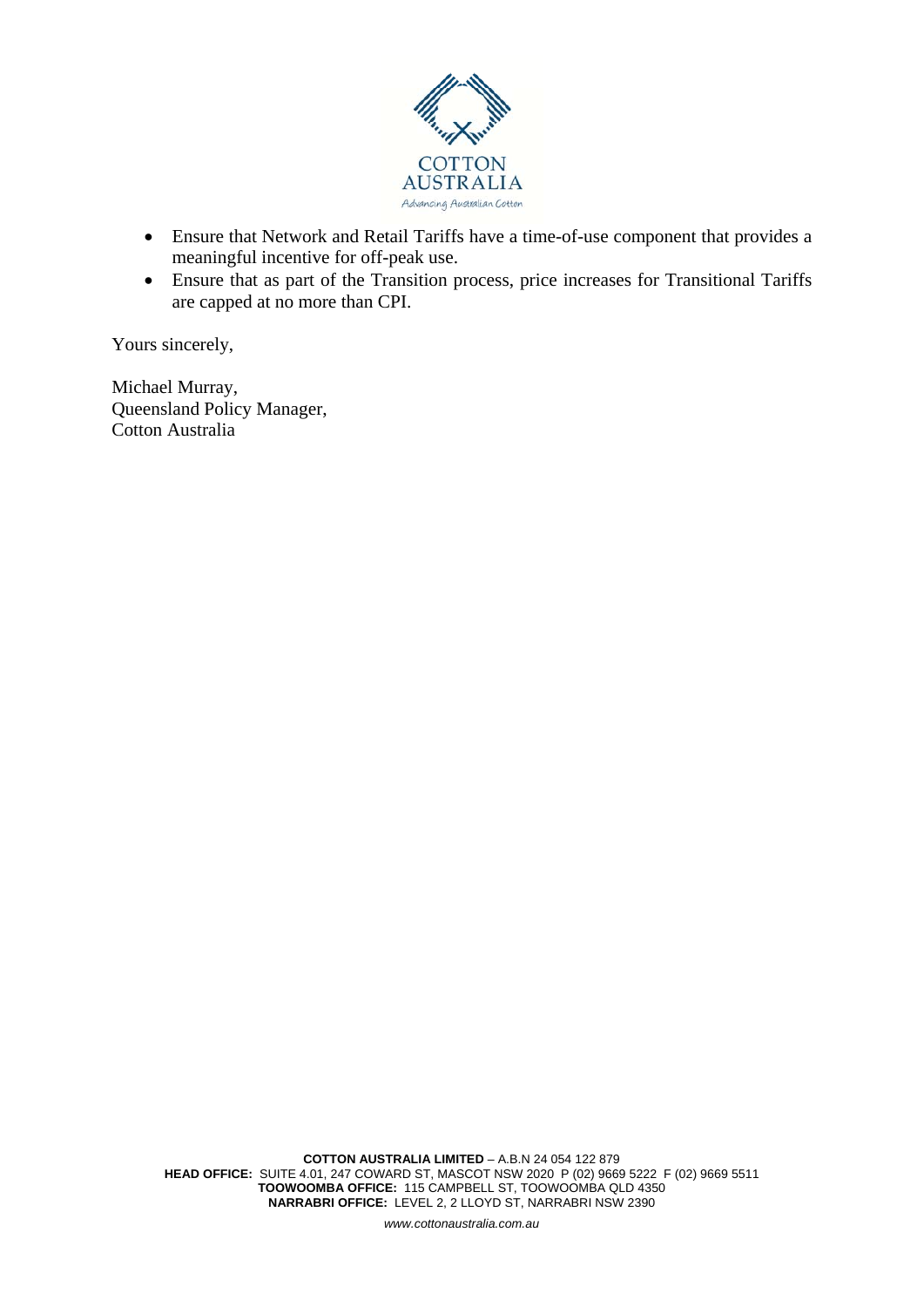- Ensure that Network and Retail Tariffs have a time-of-use component that provides a meaningful incentive for off-peak use.
- Ensure that as part of the Transition process, price increases for Transitional Tariffs are capped at no more than CPI.

Yours sincerely,

Michael Murray,
Queensland Policy Manager,
Cotton Australia